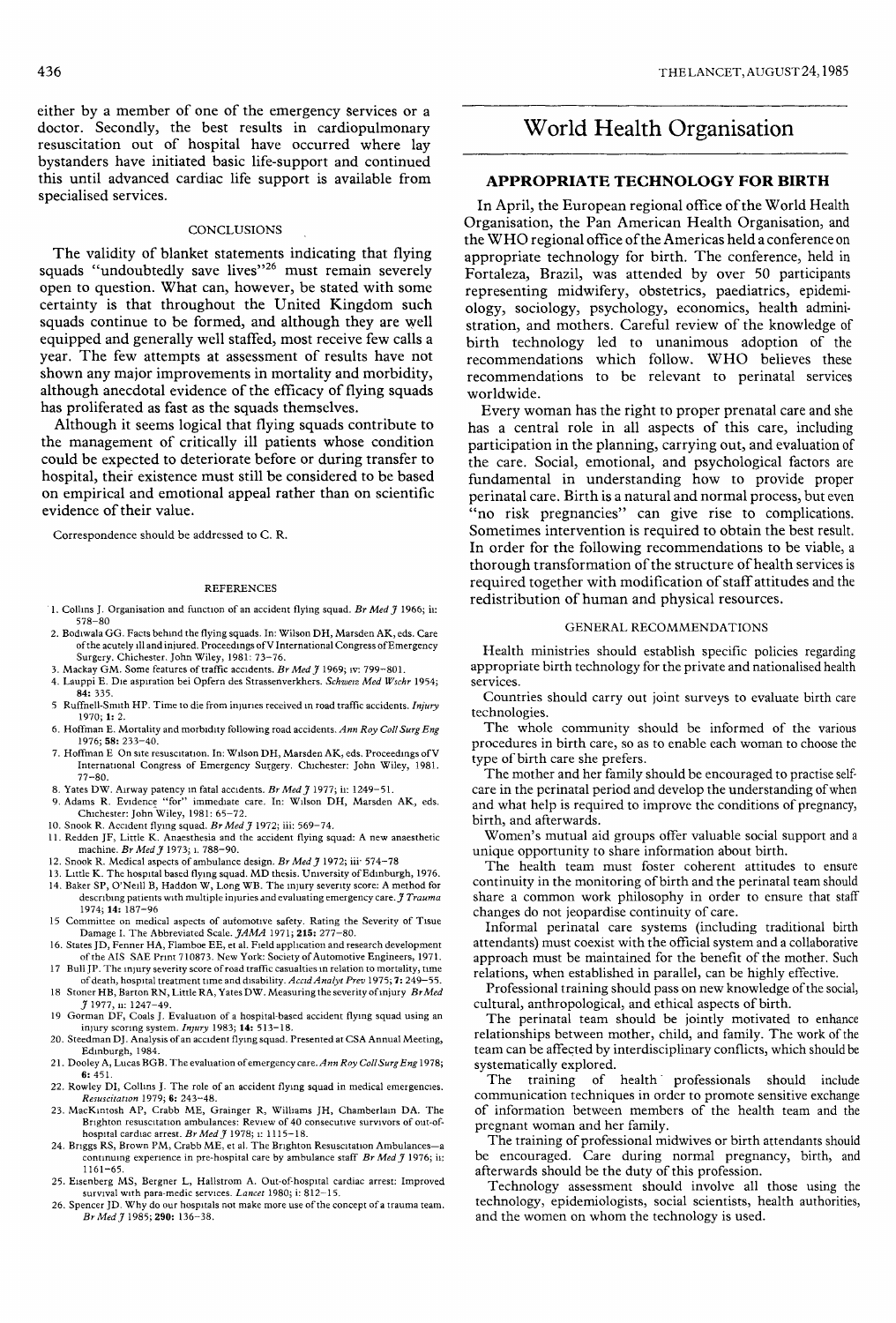either by a member of one of the emergency services or a doctor. Secondly, the best results in cardiopulmonary resuscitation out of hospital have occurred where lay bystanders have initiated basic life-support and continued this until advanced cardiac life support is available from specialised services.

### CONCLUSIONS

The validity of blanket statements indicating that flying squads "undoubtedly save lives"[26] must remain severely open to question. What can, however, be stated with some certainty is that throughout the United Kingdom such squads continue to be formed, and although they are well equipped and generally well staffed, most receive few calls a year. The few attempts at assessment of results have not shown any major improvements in mortality and morbidity, although anecdotal evidence of the efficacy of flying squads has proliferated as fast as the squads themselves.

Although it seems logical that flying squads contribute to the management of critically ill patients whose condition could be expected to deteriorate before or during transfer to hospital, their existence must still be considered to be based on empirical and emotional appeal rather than on scientific evidence of their value.

Correspondence should be addressed to C. R.

### REFERENCES

1. Collins J. Organisation and function of an accident flying squad. *Br Med J* 1966; ii: 578–80
2. Bodiwala GG. Facts behind the flying squads. In: Wilson DH, Marsden AK, eds. Care of the acutely ill and injured. Proceedings of V International Congress of Emergency Surgery. Chichester. John Wiley, 1981: 73–76.
3. Mackay GM. Some features of traffic accidents. *Br Med J* 1969; iv: 799–801.
4. Lauppi E. Die aspiration bei Opfern des Strassenverkehrs. *Schweiz Med Wschr* 1954; **84:** 335.
5. Ruffnell-Smith HP. Time to die from injuries received in road traffic accidents. *Injury* 1970; **1:** 2.
6. Hoffman E. Mortality and morbidity following road accidents. *Ann Roy Coll Surg Eng* 1976; **58:** 233–40.
7. Hoffman E. On site resuscitation. In: Wilson DH, Marsden AK, eds. Proceedings of V International Congress of Emergency Surgery. Chichester: John Wiley, 1981. 77–80.
8. Yates DW. Airway patency in fatal accidents. *Br Med J* 1977; ii: 1249–51.
9. Adams R. Evidence "for" immediate care. In: Wilson DH, Marsden AK, eds. Chichester: John Wiley, 1981: 65–72.
10. Snook R. Accident flying squad. *Br Med J* 1972; iii: 569–74.
11. Redden JF, Little K. Anaesthesia and the accident flying squad: A new anaesthetic machine. *Br Med J* 1973; i. 788–90.
12. Snook R. Medical aspects of ambulance design. *Br Med J* 1972; iii: 574–78
13. Little K. The hospital based flying squad. MD thesis. University of Edinburgh, 1976.
14. Baker SP, O'Neill B, Haddon W, Long WB. The injury severity score: A method for describing patients with multiple injuries and evaluating emergency care. *J Trauma* 1974; **14:** 187–96
15. Committee on medical aspects of automotive safety. Rating the Severity of Tissue Damage I. The Abbreviated Scale. *JAMA* 1971; **215:** 277–80.
16. States JD, Fenner HA, Flamboe EE, et al. Field application and research development of the AIS SAE Print 710873. New York: Society of Automotive Engineers, 1971.
17. Bull JP. The injury severity score of road traffic casualties in relation to mortality, time of death, hospital treatment time and disability. *Accid Analyt Prev* 1975; **7:** 249–55.
18. Stoner HB, Barton RN, Little RA, Yates DW. Measuring the severity of injury *Br Med J* 1977, ii: 1247–49.
19. Gorman DF, Coals J. Evaluation of a hospital-based accident flying squad using an injury scoring system. *Injury* 1983; **14:** 513–18.
20. Steedman DJ. Analysis of an accident flying squad. Presented at CSA Annual Meeting, Edinburgh, 1984.
21. Dooley A, Lucas BGB. The evaluation of emergency care. *Ann Roy Coll Surg Eng* 1978; **6:** 451.
22. Rowley DI, Collins J. The role of an accident flying squad in medical emergencies. *Resuscitation* 1979; **6:** 243–48.
23. MacKintosh AP, Crabb ME, Grainger R, Williams JH, Chamberlain DA. The Brighton resuscitation ambulances: Review of 40 consecutive survivors of out-of-hospital cardiac arrest. *Br Med J* 1978; i: 1115–18.
24. Briggs RS, Brown PM, Crabb ME, et al. The Brighton Resuscitation Ambulances—a continuing experience in pre-hospital care by ambulance staff *Br Med J* 1976; ii: 1161–65.
25. Eisenberg MS, Bergner L, Hallstrom A. Out-of-hospital cardiac arrest: Improved survival with para-medic services. *Lancet* 1980; i: 812–15.
26. Spencer JD. Why do our hospitals not make more use of the concept of a trauma team. *Br Med J* 1985; **290:** 136–38.

# World Health Organisation

## APPROPRIATE TECHNOLOGY FOR BIRTH

In April, the European regional office of the World Health Organisation, the Pan American Health Organisation, and the WHO regional office of the Americas held a conference on appropriate technology for birth. The conference, held in Fortaleza, Brazil, was attended by over 50 participants representing midwifery, obstetrics, paediatrics, epidemiology, sociology, psychology, economics, health administration, and mothers. Careful review of the knowledge of birth technology led to unanimous adoption of the recommendations which follow. WHO believes these recommendations to be relevant to perinatal services worldwide.

Every woman has the right to proper prenatal care and she has a central role in all aspects of this care, including participation in the planning, carrying out, and evaluation of the care. Social, emotional, and psychological factors are fundamental in understanding how to provide proper perinatal care. Birth is a natural and normal process, but even "no risk pregnancies" can give rise to complications. Sometimes intervention is required to obtain the best result. In order for the following recommendations to be viable, a thorough transformation of the structure of health services is required together with modification of staff attitudes and the redistribution of human and physical resources.

### GENERAL RECOMMENDATIONS

Health ministries should establish specific policies regarding appropriate birth technology for the private and nationalised health services.

Countries should carry out joint surveys to evaluate birth care technologies.

The whole community should be informed of the various procedures in birth care, so as to enable each woman to choose the type of birth care she prefers.

The mother and her family should be encouraged to practise self-care in the perinatal period and develop the understanding of when and what help is required to improve the conditions of pregnancy, birth, and afterwards.

Women's mutual aid groups offer valuable social support and a unique opportunity to share information about birth.

The health team must foster coherent attitudes to ensure continuity in the monitoring of birth and the perinatal team should share a common work philosophy in order to ensure that staff changes do not jeopardise continuity of care.

Informal perinatal care systems (including traditional birth attendants) must coexist with the official system and a collaborative approach must be maintained for the benefit of the mother. Such relations, when established in parallel, can be highly effective.

Professional training should pass on new knowledge of the social, cultural, anthropological, and ethical aspects of birth.

The perinatal team should be jointly motivated to enhance relationships between mother, child, and family. The work of the team can be affected by interdisciplinary conflicts, which should be systematically explored.

The training of health professionals should include communication techniques in order to promote sensitive exchange of information between members of the health team and the pregnant woman and her family.

The training of professional midwives or birth attendants should be encouraged. Care during normal pregnancy, birth, and afterwards should be the duty of this profession.

Technology assessment should involve all those using the technology, epidemiologists, social scientists, health authorities, and the women on whom the technology is used.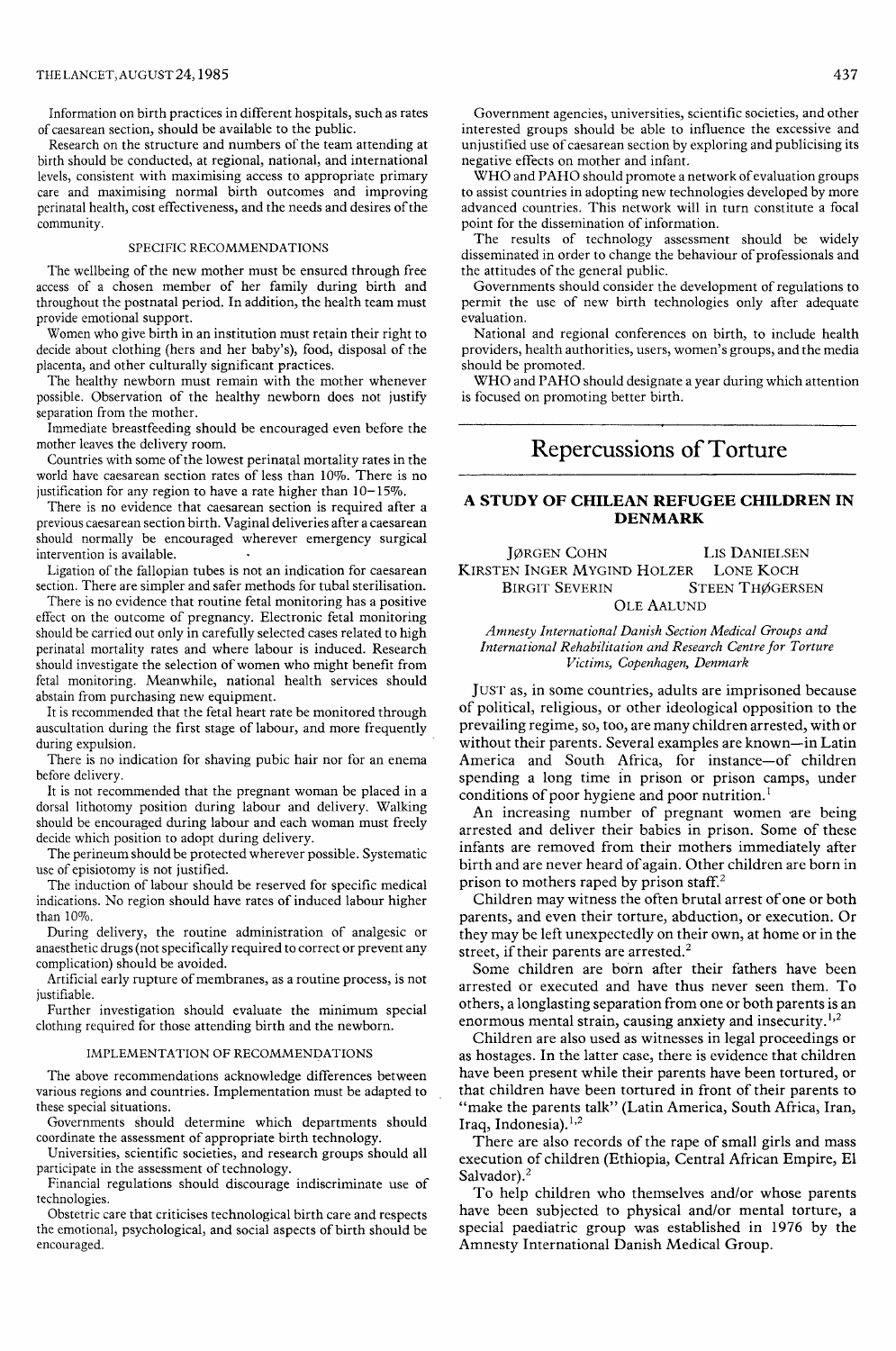Information on birth practices in different hospitals, such as rates of caesarean section, should be available to the public.

Research on the structure and numbers of the team attending at birth should be conducted, at regional, national, and international levels, consistent with maximising access to appropriate primary care and maximising normal birth outcomes and improving perinatal health, cost effectiveness, and the needs and desires of the community.

### SPECIFIC RECOMMENDATIONS

The wellbeing of the new mother must be ensured through free access of a chosen member of her family during birth and throughout the postnatal period. In addition, the health team must provide emotional support.

Women who give birth in an institution must retain their right to decide about clothing (hers and her baby's), food, disposal of the placenta, and other culturally significant practices.

The healthy newborn must remain with the mother whenever possible. Observation of the healthy newborn does not justify separation from the mother.

Immediate breastfeeding should be encouraged even before the mother leaves the delivery room.

Countries with some of the lowest perinatal mortality rates in the world have caesarean section rates of less than 10%. There is no justification for any region to have a rate higher than 10–15%.

There is no evidence that caesarean section is required after a previous caesarean section birth. Vaginal deliveries after a caesarean should normally be encouraged wherever emergency surgical intervention is available.

Ligation of the fallopian tubes is not an indication for caesarean section. There are simpler and safer methods for tubal sterilisation.

There is no evidence that routine fetal monitoring has a positive effect on the outcome of pregnancy. Electronic fetal monitoring should be carried out only in carefully selected cases related to high perinatal mortality rates and where labour is induced. Research should investigate the selection of women who might benefit from fetal monitoring. Meanwhile, national health services should abstain from purchasing new equipment.

It is recommended that the fetal heart rate be monitored through auscultation during the first stage of labour, and more frequently during expulsion.

There is no indication for shaving pubic hair nor for an enema before delivery.

It is not recommended that the pregnant woman be placed in a dorsal lithotomy position during labour and delivery. Walking should be encouraged during labour and each woman must freely decide which position to adopt during delivery.

The perineum should be protected wherever possible. Systematic use of episiotomy is not justified.

The induction of labour should be reserved for specific medical indications. No region should have rates of induced labour higher than 10%.

During delivery, the routine administration of analgesic or anaesthetic drugs (not specifically required to correct or prevent any complication) should be avoided.

Artificial early rupture of membranes, as a routine process, is not justifiable.

Further investigation should evaluate the minimum special clothing required for those attending birth and the newborn.

### IMPLEMENTATION OF RECOMMENDATIONS

The above recommendations acknowledge differences between various regions and countries. Implementation must be adapted to these special situations.

Governments should determine which departments should coordinate the assessment of appropriate birth technology.

Universities, scientific societies, and research groups should all participate in the assessment of technology.

Financial regulations should discourage indiscriminate use of technologies.

Obstetric care that criticises technological birth care and respects the emotional, psychological, and social aspects of birth should be encouraged.

Government agencies, universities, scientific societies, and other interested groups should be able to influence the excessive and unjustified use of caesarean section by exploring and publicising its negative effects on mother and infant.

WHO and PAHO should promote a network of evaluation groups to assist countries in adopting new technologies developed by more advanced countries. This network will in turn constitute a focal point for the dissemination of information.

The results of technology assessment should be widely disseminated in order to change the behaviour of professionals and the attitudes of the general public.

Governments should consider the development of regulations to permit the use of new birth technologies only after adequate evaluation.

National and regional conferences on birth, to include health providers, health authorities, users, women's groups, and the media should be promoted.

WHO and PAHO should designate a year during which attention is focused on promoting better birth.

# Repercussions of Torture

## A STUDY OF CHILEAN REFUGEE CHILDREN IN DENMARK

JØRGEN COHN, LIS DANIELSEN, KIRSTEN INGER MYGIND HOLZER, LONE KOCH, BIRGIT SEVERIN, STEEN THØGERSEN, OLE AALUND

*Amnesty International Danish Section Medical Groups and International Rehabilitation and Research Centre for Torture Victims, Copenhagen, Denmark*

JUST as, in some countries, adults are imprisoned because of political, religious, or other ideological opposition to the prevailing regime, so, too, are many children arrested, with or without their parents. Several examples are known—in Latin America and South Africa, for instance—of children spending a long time in prison or prison camps, under conditions of poor hygiene and poor nutrition.[1]

An increasing number of pregnant women are being arrested and deliver their babies in prison. Some of these infants are removed from their mothers immediately after birth and are never heard of again. Other children are born in prison to mothers raped by prison staff.[2]

Children may witness the often brutal arrest of one or both parents, and even their torture, abduction, or execution. Or they may be left unexpectedly on their own, at home or in the street, if their parents are arrested.[2]

Some children are born after their fathers have been arrested or executed and have thus never seen them. To others, a longlasting separation from one or both parents is an enormous mental strain, causing anxiety and insecurity.[1,2]

Children are also used as witnesses in legal proceedings or as hostages. In the latter case, there is evidence that children have been present while their parents have been tortured, or that children have been tortured in front of their parents to "make the parents talk" (Latin America, South Africa, Iran, Iraq, Indonesia).[1,2]

There are also records of the rape of small girls and mass execution of children (Ethiopia, Central African Empire, El Salvador).[2]

To help children who themselves and/or whose parents have been subjected to physical and/or mental torture, a special paediatric group was established in 1976 by the Amnesty International Danish Medical Group.